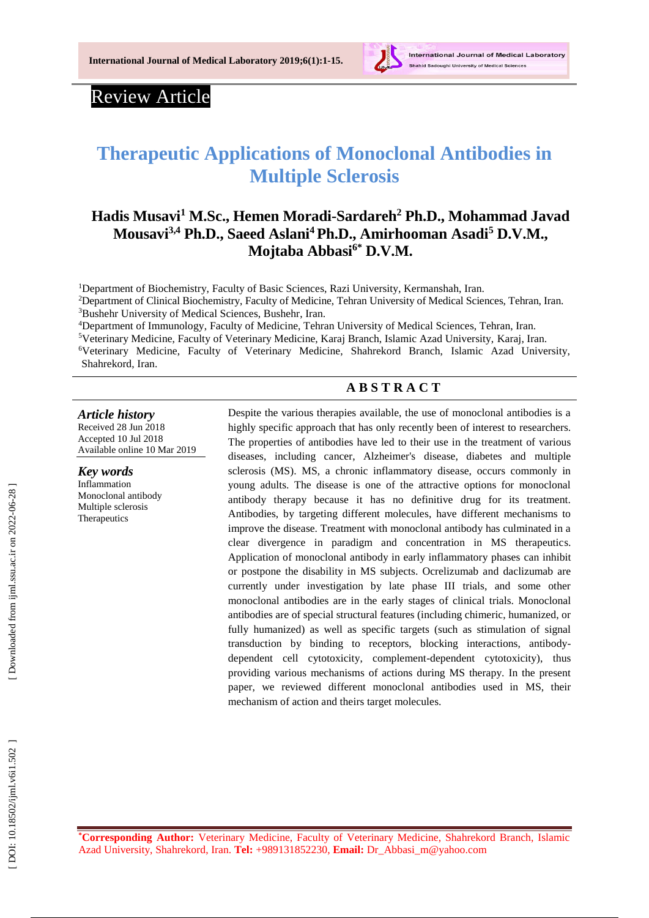Review Article

# Therapeutic Applications of Monoclonal Antibodies in Multiple Sclerosis

**Hadis Musavi[1] M.Sc., Hemen Moradi-Sardareh[2] Ph.D., Mohammad Javad Mousavi[3,4] Ph.D., Saeed Aslani[4] Ph.D., Amirhooman Asadi[5] D.V.M., Mojtaba Abbasi[6*] D.V.M.**

[1]Department of Biochemistry, Faculty of Basic Sciences, Razi University, Kermanshah, Iran.
[2]Department of Clinical Biochemistry, Faculty of Medicine, Tehran University of Medical Sciences, Tehran, Iran.
[3]Bushehr University of Medical Sciences, Bushehr, Iran.
[4]Department of Immunology, Faculty of Medicine, Tehran University of Medical Sciences, Tehran, Iran.
[5]Veterinary Medicine, Faculty of Veterinary Medicine, Karaj Branch, Islamic Azad University, Karaj, Iran.
[6]Veterinary Medicine, Faculty of Veterinary Medicine, Shahrekord Branch, Islamic Azad University, Shahrekord, Iran.

***Article history***
Received 28 Jun 2018
Accepted 10 Jul 2018
Available online 10 Mar 2019

***Key words***
Inflammation
Monoclonal antibody
Multiple sclerosis
Therapeutics

## ABSTRACT

Despite the various therapies available, the use of monoclonal antibodies is a highly specific approach that has only recently been of interest to researchers. The properties of antibodies have led to their use in the treatment of various diseases, including cancer, Alzheimer's disease, diabetes and multiple sclerosis (MS). MS, a chronic inflammatory disease, occurs commonly in young adults. The disease is one of the attractive options for monoclonal antibody therapy because it has no definitive drug for its treatment. Antibodies, by targeting different molecules, have different mechanisms to improve the disease. Treatment with monoclonal antibody has culminated in a clear divergence in paradigm and concentration in MS therapeutics. Application of monoclonal antibody in early inflammatory phases can inhibit or postpone the disability in MS subjects. Ocrelizumab and daclizumab are currently under investigation by late phase III trials, and some other monoclonal antibodies are in the early stages of clinical trials. Monoclonal antibodies are of special structural features (including chimeric, humanized, or fully humanized) as well as specific targets (such as stimulation of signal transduction by binding to receptors, blocking interactions, antibody-dependent cell cytotoxicity, complement-dependent cytotoxicity), thus providing various mechanisms of actions during MS therapy. In the present paper, we reviewed different monoclonal antibodies used in MS, their mechanism of action and theirs target molecules.

[*]**Corresponding Author:** Veterinary Medicine, Faculty of Veterinary Medicine, Shahrekord Branch, Islamic Azad University, Shahrekord, Iran. **Tel:** +989131852230, **Email:** Dr_Abbasi_m@yahoo.com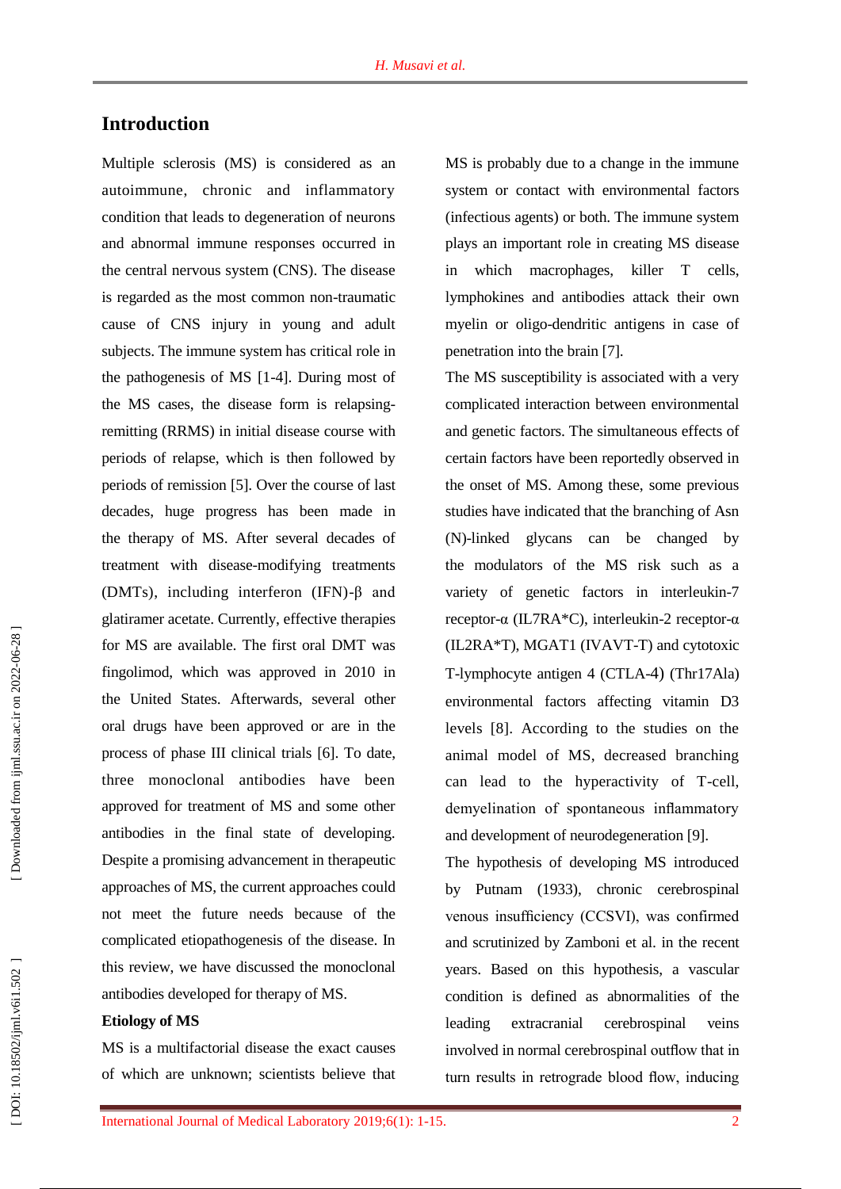## Introduction

Multiple sclerosis (MS) is considered as an autoimmune, chronic and inflammatory condition that leads to degeneration of neurons and abnormal immune responses occurred in the central nervous system (CNS). The disease is regarded as the most common non-traumatic cause of CNS injury in young and adult subjects. The immune system has critical role in the pathogenesis of MS [1-4]. During most of the MS cases, the disease form is relapsing-remitting (RRMS) in initial disease course with periods of relapse, which is then followed by periods of remission [5]. Over the course of last decades, huge progress has been made in the therapy of MS. After several decades of treatment with disease-modifying treatments (DMTs), including interferon (IFN)-β and glatiramer acetate. Currently, effective therapies for MS are available. The first oral DMT was fingolimod, which was approved in 2010 in the United States. Afterwards, several other oral drugs have been approved or are in the process of phase III clinical trials [6]. To date, three monoclonal antibodies have been approved for treatment of MS and some other antibodies in the final state of developing. Despite a promising advancement in therapeutic approaches of MS, the current approaches could not meet the future needs because of the complicated etiopathogenesis of the disease. In this review, we have discussed the monoclonal antibodies developed for therapy of MS.

**Etiology of MS**

MS is a multifactorial disease the exact causes of which are unknown; scientists believe that MS is probably due to a change in the immune system or contact with environmental factors (infectious agents) or both. The immune system plays an important role in creating MS disease in which macrophages, killer T cells, lymphokines and antibodies attack their own myelin or oligo-dendritic antigens in case of penetration into the brain [7].

The MS susceptibility is associated with a very complicated interaction between environmental and genetic factors. The simultaneous effects of certain factors have been reportedly observed in the onset of MS. Among these, some previous studies have indicated that the branching of Asn (N)-linked glycans can be changed by the modulators of the MS risk such as a variety of genetic factors in interleukin-7 receptor-α (IL7RA*C), interleukin-2 receptor-α (IL2RA*T), MGAT1 (IVAVT-T) and cytotoxic T-lymphocyte antigen 4 (CTLA-4) (Thr17Ala) environmental factors affecting vitamin D3 levels [8]. According to the studies on the animal model of MS, decreased branching can lead to the hyperactivity of T-cell, demyelination of spontaneous inflammatory and development of neurodegeneration [9].

The hypothesis of developing MS introduced by Putnam (1933), chronic cerebrospinal venous insufficiency (CCSVI), was confirmed and scrutinized by Zamboni et al. in the recent years. Based on this hypothesis, a vascular condition is defined as abnormalities of the leading extracranial cerebrospinal veins involved in normal cerebrospinal outflow that in turn results in retrograde blood flow, inducing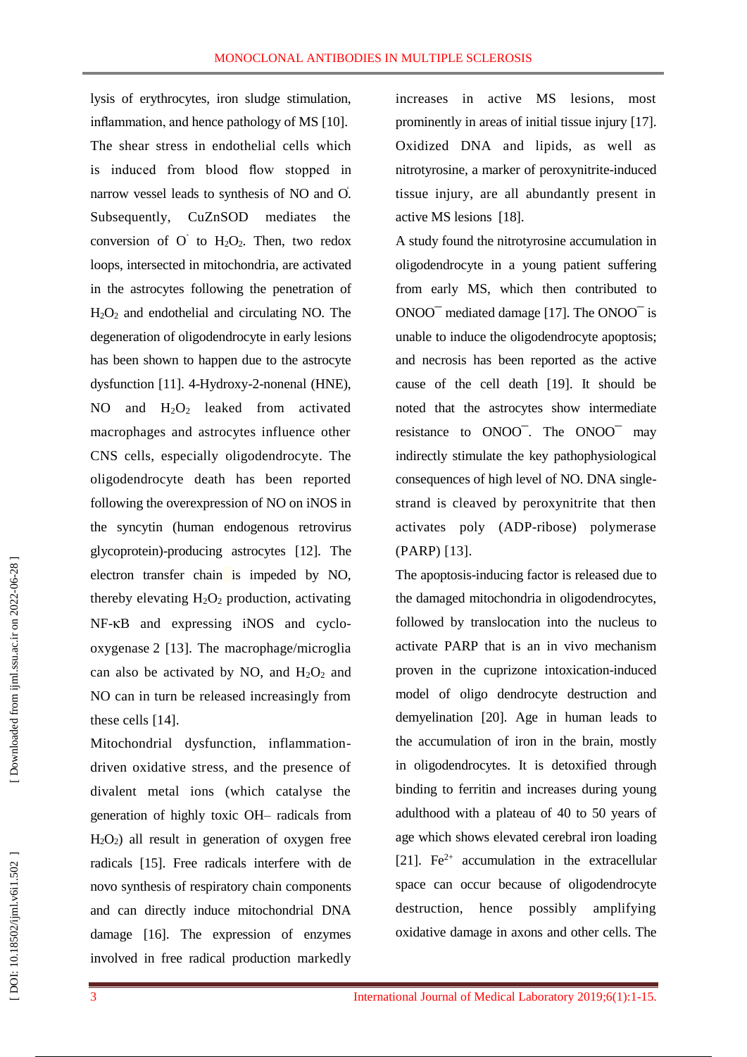lysis of erythrocytes, iron sludge stimulation, inflammation, and hence pathology of MS [10]. The shear stress in endothelial cells which is induced from blood flow stopped in narrow vessel leads to synthesis of NO and O$^{\circ}$. Subsequently, CuZnSOD mediates the conversion of O$^{\circ}$ to $H_2O_2$. Then, two redox loops, intersected in mitochondria, are activated in the astrocytes following the penetration of $H_2O_2$ and endothelial and circulating NO. The degeneration of oligodendrocyte in early lesions has been shown to happen due to the astrocyte dysfunction [11]. 4-Hydroxy-2-nonenal (HNE), NO and $H_2O_2$ leaked from activated macrophages and astrocytes influence other CNS cells, especially oligodendrocyte. The oligodendrocyte death has been reported following the overexpression of NO on iNOS in the syncytin (human endogenous retrovirus glycoprotein)-producing astrocytes [12]. The electron transfer chain is impeded by NO, thereby elevating $H_2O_2$ production, activating NF-κB and expressing iNOS and cyclo-oxygenase 2 [13]. The macrophage/microglia can also be activated by NO, and $H_2O_2$ and NO can in turn be released increasingly from these cells [14].

Mitochondrial dysfunction, inflammation-driven oxidative stress, and the presence of divalent metal ions (which catalyse the generation of highly toxic OH– radicals from $H_2O_2$) all result in generation of oxygen free radicals [15]. Free radicals interfere with de novo synthesis of respiratory chain components and can directly induce mitochondrial DNA damage [16]. The expression of enzymes involved in free radical production markedly increases in active MS lesions, most prominently in areas of initial tissue injury [17]. Oxidized DNA and lipids, as well as nitrotyrosine, a marker of peroxynitrite-induced tissue injury, are all abundantly present in active MS lesions [18].

A study found the nitrotyrosine accumulation in oligodendrocyte in a young patient suffering from early MS, which then contributed to $ONOO^{-}$ mediated damage [17]. The $ONOO^{-}$ is unable to induce the oligodendrocyte apoptosis; and necrosis has been reported as the active cause of the cell death [19]. It should be noted that the astrocytes show intermediate resistance to $ONOO^{-}$. The $ONOO^{-}$ may indirectly stimulate the key pathophysiological consequences of high level of NO. DNA single-strand is cleaved by peroxynitrite that then activates poly (ADP-ribose) polymerase (PARP) [13].

The apoptosis-inducing factor is released due to the damaged mitochondria in oligodendrocytes, followed by translocation into the nucleus to activate PARP that is an in vivo mechanism proven in the cuprizone intoxication-induced model of oligo dendrocyte destruction and demyelination [20]. Age in human leads to the accumulation of iron in the brain, mostly in oligodendrocytes. It is detoxified through binding to ferritin and increases during young adulthood with a plateau of 40 to 50 years of age which shows elevated cerebral iron loading [21]. $Fe^{2+}$ accumulation in the extracellular space can occur because of oligodendrocyte destruction, hence possibly amplifying oxidative damage in axons and other cells. The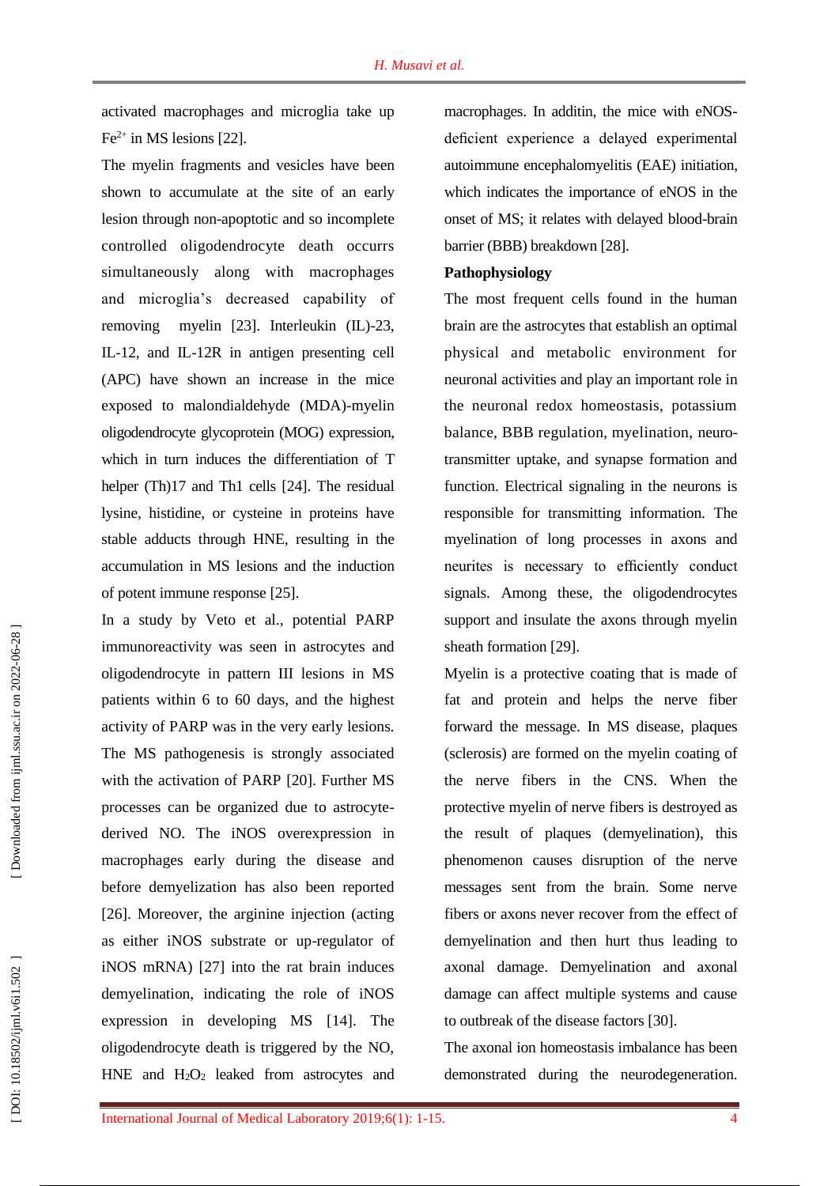activated macrophages and microglia take up $Fe^{2+}$ in MS lesions [22].

The myelin fragments and vesicles have been shown to accumulate at the site of an early lesion through non-apoptotic and so incomplete controlled oligodendrocyte death occurrs simultaneously along with macrophages and microglia's decreased capability of removing myelin [23]. Interleukin (IL)-23, IL-12, and IL-12R in antigen presenting cell (APC) have shown an increase in the mice exposed to malondialdehyde (MDA)-myelin oligodendrocyte glycoprotein (MOG) expression, which in turn induces the differentiation of T helper (Th)17 and Th1 cells [24]. The residual lysine, histidine, or cysteine in proteins have stable adducts through HNE, resulting in the accumulation in MS lesions and the induction of potent immune response [25].

In a study by Veto et al., potential PARP immunoreactivity was seen in astrocytes and oligodendrocyte in pattern III lesions in MS patients within 6 to 60 days, and the highest activity of PARP was in the very early lesions. The MS pathogenesis is strongly associated with the activation of PARP [20]. Further MS processes can be organized due to astrocyte-derived NO. The iNOS overexpression in macrophages early during the disease and before demyelization has also been reported [26]. Moreover, the arginine injection (acting as either iNOS substrate or up-regulator of iNOS mRNA) [27] into the rat brain induces demyelination, indicating the role of iNOS expression in developing MS [14]. The oligodendrocyte death is triggered by the NO, HNE and $H_2O_2$ leaked from astrocytes and macrophages. In additin, the mice with eNOS-deficient experience a delayed experimental autoimmune encephalomyelitis (EAE) initiation, which indicates the importance of eNOS in the onset of MS; it relates with delayed blood-brain barrier (BBB) breakdown [28].

**Pathophysiology**

The most frequent cells found in the human brain are the astrocytes that establish an optimal physical and metabolic environment for neuronal activities and play an important role in the neuronal redox homeostasis, potassium balance, BBB regulation, myelination, neuro-transmitter uptake, and synapse formation and function. Electrical signaling in the neurons is responsible for transmitting information. The myelination of long processes in axons and neurites is necessary to efficiently conduct signals. Among these, the oligodendrocytes support and insulate the axons through myelin sheath formation [29].

Myelin is a protective coating that is made of fat and protein and helps the nerve fiber forward the message. In MS disease, plaques (sclerosis) are formed on the myelin coating of the nerve fibers in the CNS. When the protective myelin of nerve fibers is destroyed as the result of plaques (demyelination), this phenomenon causes disruption of the nerve messages sent from the brain. Some nerve fibers or axons never recover from the effect of demyelination and then hurt thus leading to axonal damage. Demyelination and axonal damage can affect multiple systems and cause to outbreak of the disease factors [30].

The axonal ion homeostasis imbalance has been demonstrated during the neurodegeneration.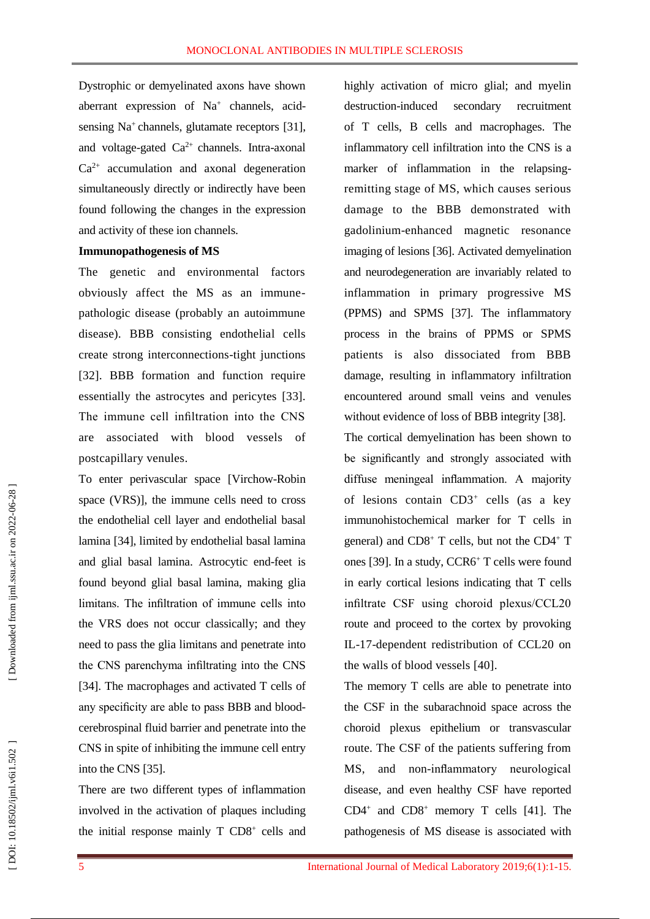Dystrophic or demyelinated axons have shown aberrant expression of $Na^+$ channels, acid-sensing $Na^+$ channels, glutamate receptors [31], and voltage-gated $Ca^{2+}$ channels. Intra-axonal $Ca^{2+}$ accumulation and axonal degeneration simultaneously directly or indirectly have been found following the changes in the expression and activity of these ion channels.

**Immunopathogenesis of MS**

The genetic and environmental factors obviously affect the MS as an immune-pathologic disease (probably an autoimmune disease). BBB consisting endothelial cells create strong interconnections-tight junctions [32]. BBB formation and function require essentially the astrocytes and pericytes [33]. The immune cell infiltration into the CNS are associated with blood vessels of postcapillary venules.

To enter perivascular space [Virchow-Robin space (VRS)], the immune cells need to cross the endothelial cell layer and endothelial basal lamina [34], limited by endothelial basal lamina and glial basal lamina. Astrocytic end-feet is found beyond glial basal lamina, making glia limitans. The infiltration of immune cells into the VRS does not occur classically; and they need to pass the glia limitans and penetrate into the CNS parenchyma infiltrating into the CNS [34]. The macrophages and activated T cells of any specificity are able to pass BBB and blood-cerebrospinal fluid barrier and penetrate into the CNS in spite of inhibiting the immune cell entry into the CNS [35].

There are two different types of inflammation involved in the activation of plaques including the initial response mainly T $CD8^+$ cells and highly activation of micro glial; and myelin destruction-induced secondary recruitment of T cells, B cells and macrophages. The inflammatory cell infiltration into the CNS is a marker of inflammation in the relapsing-remitting stage of MS, which causes serious damage to the BBB demonstrated with gadolinium-enhanced magnetic resonance imaging of lesions [36]. Activated demyelination and neurodegeneration are invariably related to inflammation in primary progressive MS (PPMS) and SPMS [37]. The inflammatory process in the brains of PPMS or SPMS patients is also dissociated from BBB damage, resulting in inflammatory infiltration encountered around small veins and venules without evidence of loss of BBB integrity [38].

The cortical demyelination has been shown to be significantly and strongly associated with diffuse meningeal inflammation. A majority of lesions contain $CD3^+$ cells (as a key immunohistochemical marker for T cells in general) and $CD8^+$ T cells, but not the $CD4^+$ T ones [39]. In a study, $CCR6^+$ T cells were found in early cortical lesions indicating that T cells infiltrate CSF using choroid plexus/CCL20 route and proceed to the cortex by provoking IL-17-dependent redistribution of CCL20 on the walls of blood vessels [40].

The memory T cells are able to penetrate into the CSF in the subarachnoid space across the choroid plexus epithelium or transvascular route. The CSF of the patients suffering from MS, and non-inflammatory neurological disease, and even healthy CSF have reported $CD4^+$ and $CD8^+$ memory T cells [41]. The pathogenesis of MS disease is associated with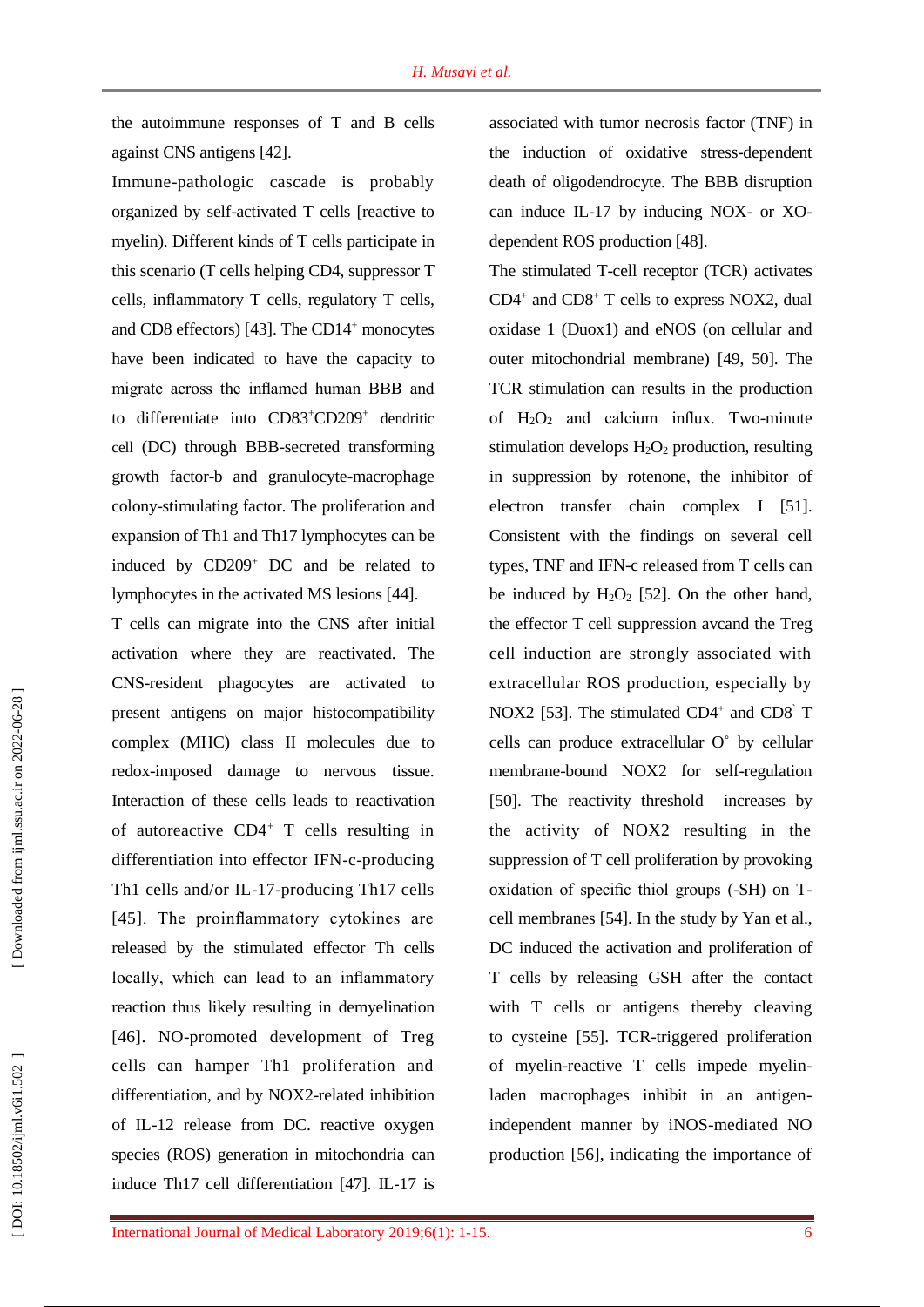the autoimmune responses of T and B cells against CNS antigens [42].

Immune-pathologic cascade is probably organized by self-activated T cells [reactive to myelin). Different kinds of T cells participate in this scenario (T cells helping CD4, suppressor T cells, inflammatory T cells, regulatory T cells, and CD8 effectors) [43]. The $CD14^+$ monocytes have been indicated to have the capacity to migrate across the inflamed human BBB and to differentiate into $CD83^+CD209^+$ dendritic cell (DC) through BBB-secreted transforming growth factor-b and granulocyte-macrophage colony-stimulating factor. The proliferation and expansion of Th1 and Th17 lymphocytes can be induced by $CD209^+$ DC and be related to lymphocytes in the activated MS lesions [44].

T cells can migrate into the CNS after initial activation where they are reactivated. The CNS-resident phagocytes are activated to present antigens on major histocompatibility complex (MHC) class II molecules due to redox-imposed damage to nervous tissue. Interaction of these cells leads to reactivation of autoreactive $CD4^+$ T cells resulting in differentiation into effector IFN-c-producing Th1 cells and/or IL-17-producing Th17 cells [45]. The proinflammatory cytokines are released by the stimulated effector Th cells locally, which can lead to an inflammatory reaction thus likely resulting in demyelination [46]. NO-promoted development of Treg cells can hamper Th1 proliferation and differentiation, and by NOX2-related inhibition of IL-12 release from DC. reactive oxygen species (ROS) generation in mitochondria can induce Th17 cell differentiation [47]. IL-17 is associated with tumor necrosis factor (TNF) in the induction of oxidative stress-dependent death of oligodendrocyte. The BBB disruption can induce IL-17 by inducing NOX- or XO-dependent ROS production [48].

The stimulated T-cell receptor (TCR) activates $CD4^+$ and $CD8^+$ T cells to express NOX2, dual oxidase 1 (Duox1) and eNOS (on cellular and outer mitochondrial membrane) [49, 50]. The TCR stimulation can results in the production of $H_2O_2$ and calcium influx. Two-minute stimulation develops $H_2O_2$ production, resulting in suppression by rotenone, the inhibitor of electron transfer chain complex I [51]. Consistent with the findings on several cell types, TNF and IFN-c released from T cells can be induced by $H_2O_2$ [52]. On the other hand, the effector T cell suppression avcand the Treg cell induction are strongly associated with extracellular ROS production, especially by NOX2 [53]. The stimulated $CD4^+$ and $CD8^-$ T cells can produce extracellular $O^\circ$ by cellular membrane-bound NOX2 for self-regulation [50]. The reactivity threshold increases by the activity of NOX2 resulting in the suppression of T cell proliferation by provoking oxidation of specific thiol groups (-SH) on T-cell membranes [54]. In the study by Yan et al., DC induced the activation and proliferation of T cells by releasing GSH after the contact with T cells or antigens thereby cleaving to cysteine [55]. TCR-triggered proliferation of myelin-reactive T cells impede myelin-laden macrophages inhibit in an antigen-independent manner by iNOS-mediated NO production [56], indicating the importance of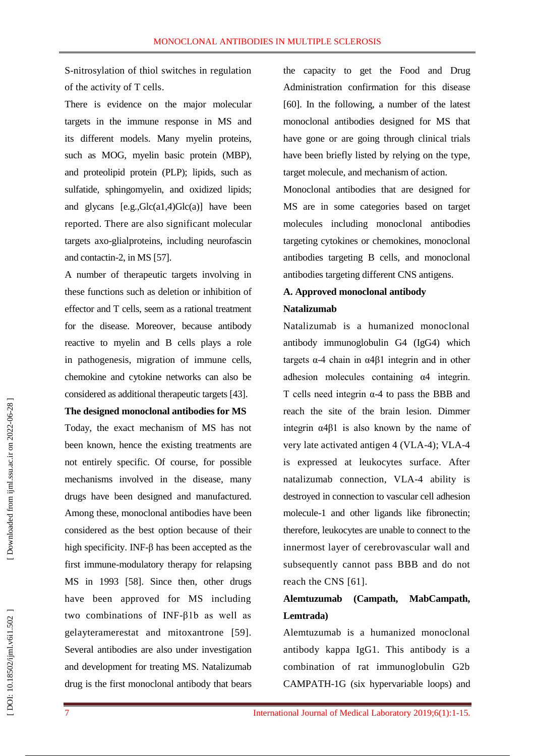S-nitrosylation of thiol switches in regulation of the activity of T cells.

There is evidence on the major molecular targets in the immune response in MS and its different models. Many myelin proteins, such as MOG, myelin basic protein (MBP), and proteolipid protein (PLP); lipids, such as sulfatide, sphingomyelin, and oxidized lipids; and glycans [e.g.,Glc(a1,4)Glc(a)] have been reported. There are also significant molecular targets axo-glialproteins, including neurofascin and contactin-2, in MS [57].

A number of therapeutic targets involving in these functions such as deletion or inhibition of effector and T cells, seem as a rational treatment for the disease. Moreover, because antibody reactive to myelin and B cells plays a role in pathogenesis, migration of immune cells, chemokine and cytokine networks can also be considered as additional therapeutic targets [43].

## The designed monoclonal antibodies for MS

Today, the exact mechanism of MS has not been known, hence the existing treatments are not entirely specific. Of course, for possible mechanisms involved in the disease, many drugs have been designed and manufactured. Among these, monoclonal antibodies have been considered as the best option because of their high specificity. INF-β has been accepted as the first immune-modulatory therapy for relapsing MS in 1993 [58]. Since then, other drugs have been approved for MS including two combinations of INF-β1b as well as gelayteramerestat and mitoxantrone [59]. Several antibodies are also under investigation and development for treating MS. Natalizumab drug is the first monoclonal antibody that bears the capacity to get the Food and Drug Administration confirmation for this disease [60]. In the following, a number of the latest monoclonal antibodies designed for MS that have gone or are going through clinical trials have been briefly listed by relying on the type, target molecule, and mechanism of action.

Monoclonal antibodies that are designed for MS are in some categories based on target molecules including monoclonal antibodies targeting cytokines or chemokines, monoclonal antibodies targeting B cells, and monoclonal antibodies targeting different CNS antigens.

### A. Approved monoclonal antibody

#### Natalizumab

Natalizumab is a humanized monoclonal antibody immunoglobulin G4 (IgG4) which targets α-4 chain in α4β1 integrin and in other adhesion molecules containing α4 integrin. T cells need integrin α-4 to pass the BBB and reach the site of the brain lesion. Dimmer integrin α4β1 is also known by the name of very late activated antigen 4 (VLA-4); VLA-4 is expressed at leukocytes surface. After natalizumab connection, VLA-4 ability is destroyed in connection to vascular cell adhesion molecule-1 and other ligands like fibronectin; therefore, leukocytes are unable to connect to the innermost layer of cerebrovascular wall and subsequently cannot pass BBB and do not reach the CNS [61].

#### Alemtuzumab (Campath, MabCampath, Lemtrada)

Alemtuzumab is a humanized monoclonal antibody kappa IgG1. This antibody is a combination of rat immunoglobulin G2b CAMPATH-1G (six hypervariable loops) and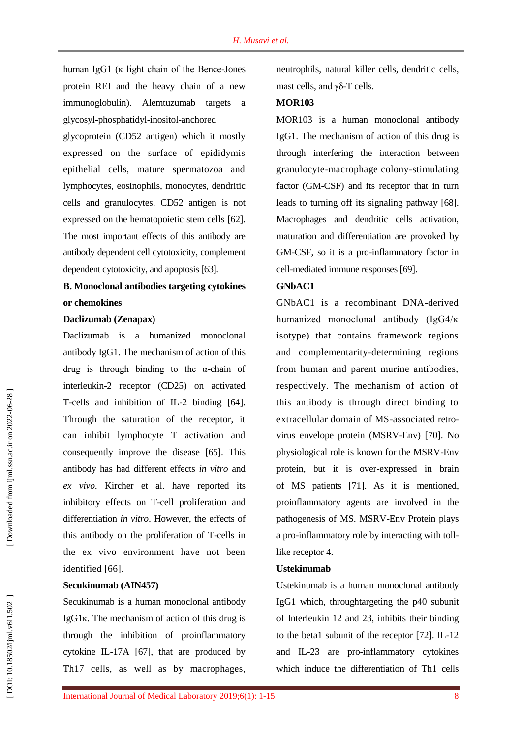human IgG1 (κ light chain of the Bence-Jones protein REI and the heavy chain of a new immunoglobulin). Alemtuzumab targets a glycosyl-phosphatidyl-inositol-anchored glycoprotein (CD52 antigen) which it mostly expressed on the surface of epididymis epithelial cells, mature spermatozoa and lymphocytes, eosinophils, monocytes, dendritic cells and granulocytes. CD52 antigen is not expressed on the hematopoietic stem cells [62]. The most important effects of this antibody are antibody dependent cell cytotoxicity, complement dependent cytotoxicity, and apoptosis [63].

**B. Monoclonal antibodies targeting cytokines or chemokines**

**Daclizumab (Zenapax)**

Daclizumab is a humanized monoclonal antibody IgG1. The mechanism of action of this drug is through binding to the α-chain of interleukin-2 receptor (CD25) on activated T-cells and inhibition of IL-2 binding [64]. Through the saturation of the receptor, it can inhibit lymphocyte T activation and consequently improve the disease [65]. This antibody has had different effects *in vitro* and *ex vivo*. Kircher et al. have reported its inhibitory effects on T-cell proliferation and differentiation *in vitro*. However, the effects of this antibody on the proliferation of T-cells in the ex vivo environment have not been identified [66].

**Secukinumab (AIN457)**

Secukinumab is a human monoclonal antibody IgG1κ. The mechanism of action of this drug is through the inhibition of proinflammatory cytokine IL-17A [67], that are produced by Th17 cells, as well as by macrophages, neutrophils, natural killer cells, dendritic cells, mast cells, and γδ-T cells.

**MOR103**

MOR103 is a human monoclonal antibody IgG1. The mechanism of action of this drug is through interfering the interaction between granulocyte-macrophage colony-stimulating factor (GM-CSF) and its receptor that in turn leads to turning off its signaling pathway [68]. Macrophages and dendritic cells activation, maturation and differentiation are provoked by GM-CSF, so it is a pro-inflammatory factor in cell-mediated immune responses [69].

**GNbAC1**

GNbAC1 is a recombinant DNA-derived humanized monoclonal antibody (IgG4/κ isotype) that contains framework regions and complementarity-determining regions from human and parent murine antibodies, respectively. The mechanism of action of this antibody is through direct binding to extracellular domain of MS-associated retro-virus envelope protein (MSRV-Env) [70]. No physiological role is known for the MSRV-Env protein, but it is over-expressed in brain of MS patients [71]. As it is mentioned, proinflammatory agents are involved in the pathogenesis of MS. MSRV-Env Protein plays a pro-inflammatory role by interacting with toll-like receptor 4.

**Ustekinumab**

Ustekinumab is a human monoclonal antibody IgG1 which, throughtargeting the p40 subunit of Interleukin 12 and 23, inhibits their binding to the beta1 subunit of the receptor [72]. IL-12 and IL-23 are pro-inflammatory cytokines which induce the differentiation of Th1 cells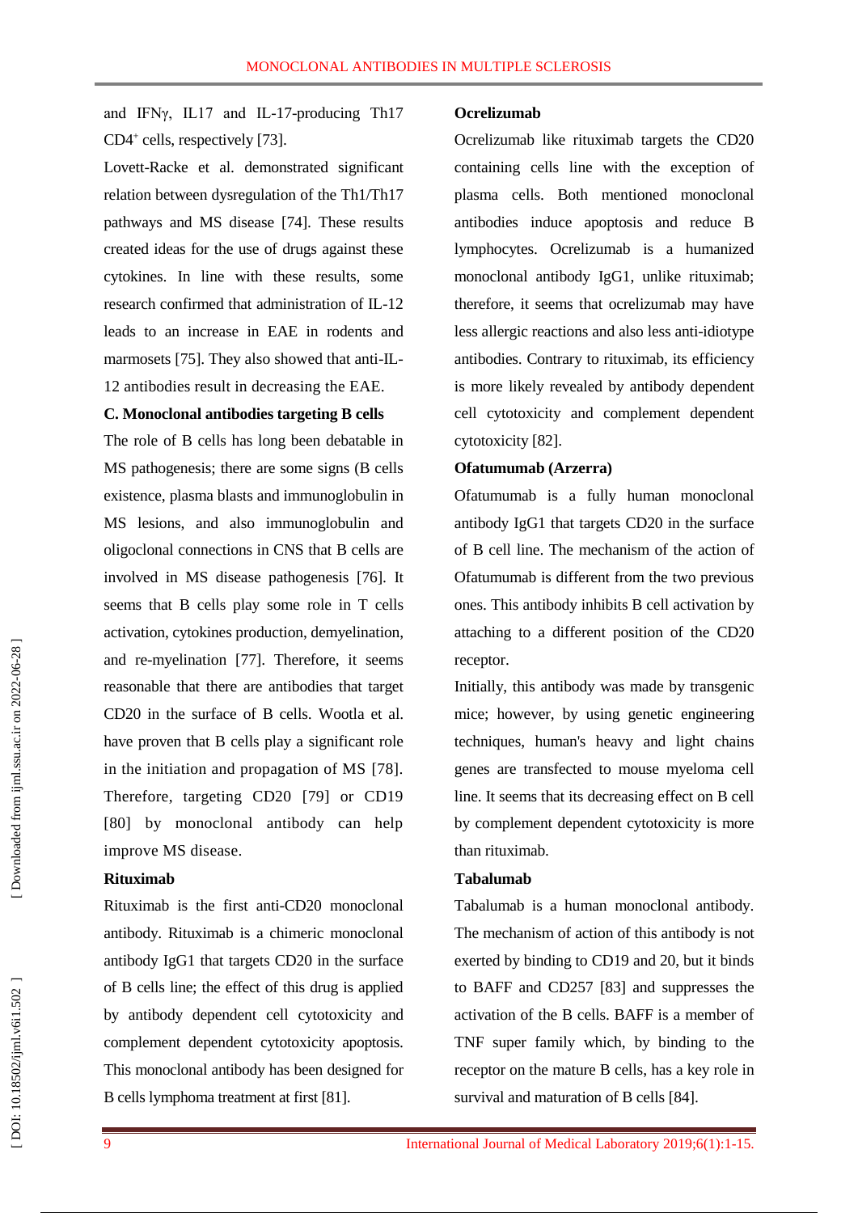and IFNγ, IL17 and IL-17-producing Th17 $CD4^+$ cells, respectively [73].

Lovett-Racke et al. demonstrated significant relation between dysregulation of the Th1/Th17 pathways and MS disease [74]. These results created ideas for the use of drugs against these cytokines. In line with these results, some research confirmed that administration of IL-12 leads to an increase in EAE in rodents and marmosets [75]. They also showed that anti-IL-12 antibodies result in decreasing the EAE.

### C. Monoclonal antibodies targeting B cells

The role of B cells has long been debatable in MS pathogenesis; there are some signs (B cells existence, plasma blasts and immunoglobulin in MS lesions, and also immunoglobulin and oligoclonal connections in CNS that B cells are involved in MS disease pathogenesis [76]. It seems that B cells play some role in T cells activation, cytokines production, demyelination, and re-myelination [77]. Therefore, it seems reasonable that there are antibodies that target CD20 in the surface of B cells. Wootla et al. have proven that B cells play a significant role in the initiation and propagation of MS [78]. Therefore, targeting CD20 [79] or CD19 [80] by monoclonal antibody can help improve MS disease.

#### Rituximab

Rituximab is the first anti-CD20 monoclonal antibody. Rituximab is a chimeric monoclonal antibody IgG1 that targets CD20 in the surface of B cells line; the effect of this drug is applied by antibody dependent cell cytotoxicity and complement dependent cytotoxicity apoptosis. This monoclonal antibody has been designed for B cells lymphoma treatment at first [81].

#### Ocrelizumab

Ocrelizumab like rituximab targets the CD20 containing cells line with the exception of plasma cells. Both mentioned monoclonal antibodies induce apoptosis and reduce B lymphocytes. Ocrelizumab is a humanized monoclonal antibody IgG1, unlike rituximab; therefore, it seems that ocrelizumab may have less allergic reactions and also less anti-idiotype antibodies. Contrary to rituximab, its efficiency is more likely revealed by antibody dependent cell cytotoxicity and complement dependent cytotoxicity [82].

#### Ofatumumab (Arzerra)

Ofatumumab is a fully human monoclonal antibody IgG1 that targets CD20 in the surface of B cell line. The mechanism of the action of Ofatumumab is different from the two previous ones. This antibody inhibits B cell activation by attaching to a different position of the CD20 receptor.

Initially, this antibody was made by transgenic mice; however, by using genetic engineering techniques, human's heavy and light chains genes are transfected to mouse myeloma cell line. It seems that its decreasing effect on B cell by complement dependent cytotoxicity is more than rituximab.

#### Tabalumab

Tabalumab is a human monoclonal antibody. The mechanism of action of this antibody is not exerted by binding to CD19 and 20, but it binds to BAFF and CD257 [83] and suppresses the activation of the B cells. BAFF is a member of TNF super family which, by binding to the receptor on the mature B cells, has a key role in survival and maturation of B cells [84].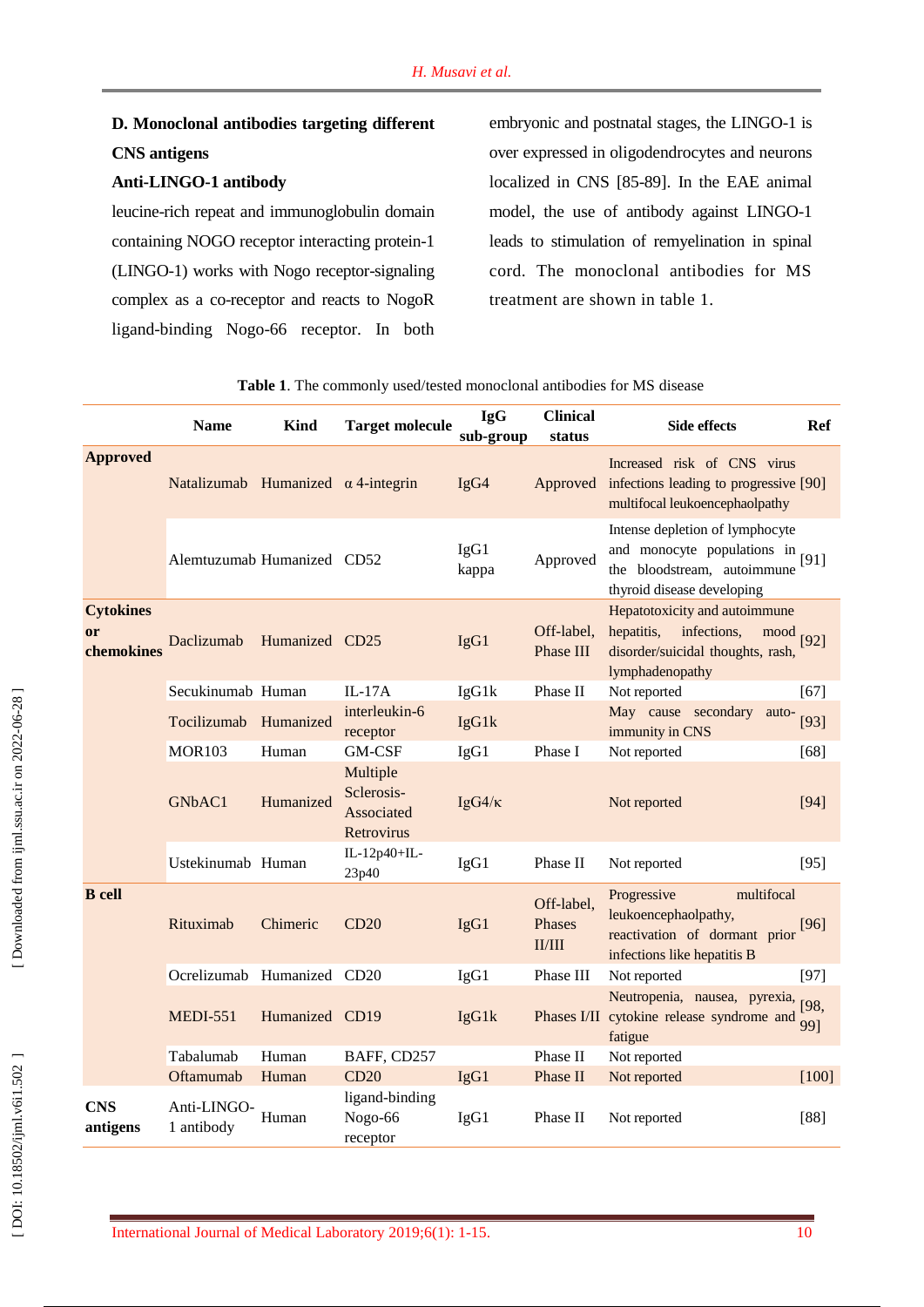**D. Monoclonal antibodies targeting different CNS antigens**

**Anti-LINGO-1 antibody**

leucine-rich repeat and immunoglobulin domain containing NOGO receptor interacting protein-1 (LINGO-1) works with Nogo receptor-signaling complex as a co-receptor and reacts to NogoR ligand-binding Nogo-66 receptor. In both embryonic and postnatal stages, the LINGO-1 is over expressed in oligodendrocytes and neurons localized in CNS [85-89]. In the EAE animal model, the use of antibody against LINGO-1 leads to stimulation of remyelination in spinal cord. The monoclonal antibodies for MS treatment are shown in table 1.

**Table 1**. The commonly used/tested monoclonal antibodies for MS disease

| | Name | Kind | Target molecule | IgG sub-group | Clinical status | Side effects | Ref |
|---|---|---|---|---|---|---|---|
| **Approved** | Natalizumab | Humanized | α 4-integrin | IgG4 | Approved | Increased risk of CNS virus infections leading to progressive multifocal leukoencephaolpathy | [90] |
| | Alemtuzumab | Humanized | CD52 | IgG1 kappa | Approved | Intense depletion of lymphocyte and monocyte populations in the bloodstream, autoimmune thyroid disease developing | [91] |
| **Cytokines or chemokines** | Daclizumab | Humanized | CD25 | IgG1 | Off-label, Phase III | Hepatotoxicity and autoimmune hepatitis, infections, mood disorder/suicidal thoughts, rash, lymphadenopathy | [92] |
| | Secukinumab | Human | IL-17A | IgG1k | Phase II | Not reported | [67] |
| | Tocilizumab | Humanized | interleukin-6 receptor | IgG1k | | May cause secondary auto-immunity in CNS | [93] |
| | MOR103 | Human | GM-CSF | IgG1 | Phase I | Not reported | [68] |
| | GNbAC1 | Humanized | Multiple Sclerosis-Associated Retrovirus | IgG4/κ | | Not reported | [94] |
| | Ustekinumab | Human | IL-12p40+IL-23p40 | IgG1 | Phase II | Not reported | [95] |
| **B cell** | Rituximab | Chimeric | CD20 | IgG1 | Off-label, Phases II/III | Progressive multifocal leukoencephaolpathy, reactivation of dormant prior infections like hepatitis B | [96] |
| | Ocrelizumab | Humanized | CD20 | IgG1 | Phase III | Not reported | [97] |
| | MEDI-551 | Humanized | CD19 | IgG1k | Phases I/II | Neutropenia, nausea, pyrexia, cytokine release syndrome and fatigue | [98, 99] |
| | Tabalumab | Human | BAFF, CD257 | | Phase II | Not reported | |
| | Oftamumab | Human | CD20 | IgG1 | Phase II | Not reported | [100] |
| **CNS antigens** | Anti-LINGO-1 antibody | Human | ligand-binding Nogo-66 receptor | IgG1 | Phase II | Not reported | [88] |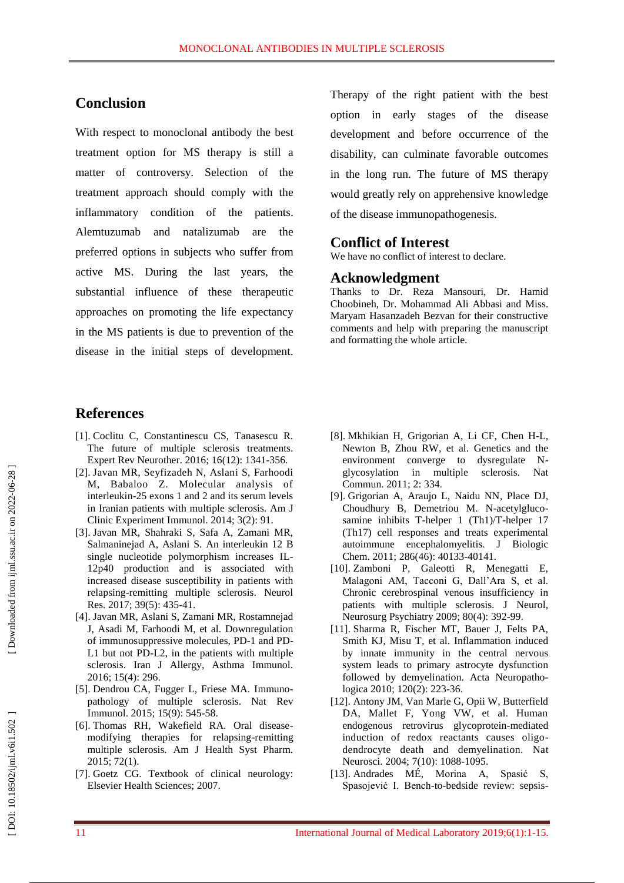## Conclusion

With respect to monoclonal antibody the best treatment option for MS therapy is still a matter of controversy. Selection of the treatment approach should comply with the inflammatory condition of the patients. Alemtuzumab and natalizumab are the preferred options in subjects who suffer from active MS. During the last years, the substantial influence of these therapeutic approaches on promoting the life expectancy in the MS patients is due to prevention of the disease in the initial steps of development. Therapy of the right patient with the best option in early stages of the disease development and before occurrence of the disability, can culminate favorable outcomes in the long run. The future of MS therapy would greatly rely on apprehensive knowledge of the disease immunopathogenesis.

## Conflict of Interest

We have no conflict of interest to declare.

## Acknowledgment

Thanks to Dr. Reza Mansouri, Dr. Hamid Choobineh, Dr. Mohammad Ali Abbasi and Miss. Maryam Hasanzadeh Bezvan for their constructive comments and help with preparing the manuscript and formatting the whole article.

## References

[1]. Coclitu C, Constantinescu CS, Tanasescu R. The future of multiple sclerosis treatments. Expert Rev Neurother. 2016; 16(12): 1341-356.

[2]. Javan MR, Seyfizadeh N, Aslani S, Farhoodi M, Babaloo Z. Molecular analysis of interleukin-25 exons 1 and 2 and its serum levels in Iranian patients with multiple sclerosis. Am J Clinic Experiment Immunol. 2014; 3(2): 91.

[3]. Javan MR, Shahraki S, Safa A, Zamani MR, Salmaninejad A, Aslani S. An interleukin 12 B single nucleotide polymorphism increases IL-12p40 production and is associated with increased disease susceptibility in patients with relapsing-remitting multiple sclerosis. Neurol Res. 2017; 39(5): 435-41.

[4]. Javan MR, Aslani S, Zamani MR, Rostamnejad J, Asadi M, Farhoodi M, et al. Downregulation of immunosuppressive molecules, PD-1 and PD-L1 but not PD-L2, in the patients with multiple sclerosis. Iran J Allergy, Asthma Immunol. 2016; 15(4): 296.

[5]. Dendrou CA, Fugger L, Friese MA. Immunopathology of multiple sclerosis. Nat Rev Immunol. 2015; 15(9): 545-58.

[6]. Thomas RH, Wakefield RA. Oral disease-modifying therapies for relapsing-remitting multiple sclerosis. Am J Health Syst Pharm. 2015; 72(1).

[7]. Goetz CG. Textbook of clinical neurology: Elsevier Health Sciences; 2007.

[8]. Mkhikian H, Grigorian A, Li CF, Chen H-L, Newton B, Zhou RW, et al. Genetics and the environment converge to dysregulate N-glycosylation in multiple sclerosis. Nat Commun. 2011; 2: 334.

[9]. Grigorian A, Araujo L, Naidu NN, Place DJ, Choudhury B, Demetriou M. N-acetylglucosamine inhibits T-helper 1 (Th1)/T-helper 17 (Th17) cell responses and treats experimental autoimmune encephalomyelitis. J Biologic Chem. 2011; 286(46): 40133-40141.

[10]. Zamboni P, Galeotti R, Menegatti E, Malagoni AM, Tacconi G, Dall'Ara S, et al. Chronic cerebrospinal venous insufficiency in patients with multiple sclerosis. J Neurol, Neurosurg Psychiatry 2009; 80(4): 392-99.

[11]. Sharma R, Fischer MT, Bauer J, Felts PA, Smith KJ, Misu T, et al. Inflammation induced by innate immunity in the central nervous system leads to primary astrocyte dysfunction followed by demyelination. Acta Neuropathologica 2010; 120(2): 223-36.

[12]. Antony JM, Van Marle G, Opii W, Butterfield DA, Mallet F, Yong VW, et al. Human endogenous retrovirus glycoprotein-mediated induction of redox reactants causes oligodendrocyte death and demyelination. Nat Neurosci. 2004; 7(10): 1088-1095.

[13]. Andrades MÉ, Morina A, Spasić S, Spasojević I. Bench-to-bedside review: sepsis-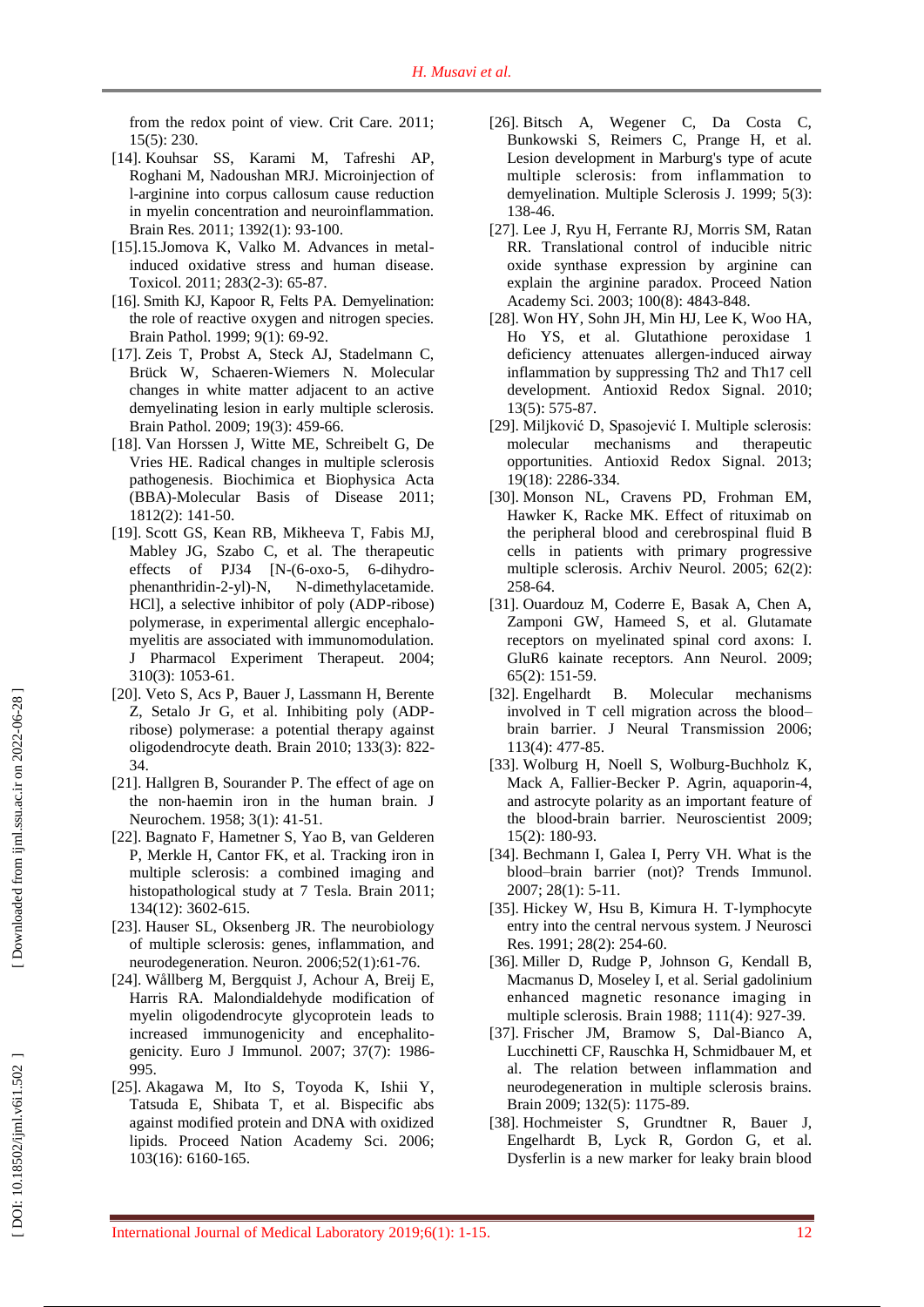from the redox point of view. Crit Care. 2011; 15(5): 230.

[14]. Kouhsar SS, Karami M, Tafreshi AP, Roghani M, Nadoushan MRJ. Microinjection of l-arginine into corpus callosum cause reduction in myelin concentration and neuroinflammation. Brain Res. 2011; 1392(1): 93-100.

[15].15.Jomova K, Valko M. Advances in metal-induced oxidative stress and human disease. Toxicol. 2011; 283(2-3): 65-87.

[16]. Smith KJ, Kapoor R, Felts PA. Demyelination: the role of reactive oxygen and nitrogen species. Brain Pathol. 1999; 9(1): 69-92.

[17]. Zeis T, Probst A, Steck AJ, Stadelmann C, Brück W, Schaeren-Wiemers N. Molecular changes in white matter adjacent to an active demyelinating lesion in early multiple sclerosis. Brain Pathol. 2009; 19(3): 459-66.

[18]. Van Horssen J, Witte ME, Schreibelt G, De Vries HE. Radical changes in multiple sclerosis pathogenesis. Biochimica et Biophysica Acta (BBA)-Molecular Basis of Disease 2011; 1812(2): 141-50.

[19]. Scott GS, Kean RB, Mikheeva T, Fabis MJ, Mabley JG, Szabo C, et al. The therapeutic effects of PJ34 [N-(6-oxo-5, 6-dihydro-phenanthridin-2-yl)-N, N-dimethylacetamide. HCl], a selective inhibitor of poly (ADP-ribose) polymerase, in experimental allergic encephalomyelitis are associated with immunomodulation. J Pharmacol Experiment Therapeut. 2004; 310(3): 1053-61.

[20]. Veto S, Acs P, Bauer J, Lassmann H, Berente Z, Setalo Jr G, et al. Inhibiting poly (ADP-ribose) polymerase: a potential therapy against oligodendrocyte death. Brain 2010; 133(3): 822-34.

[21]. Hallgren B, Sourander P. The effect of age on the non-haemin iron in the human brain. J Neurochem. 1958; 3(1): 41-51.

[22]. Bagnato F, Hametner S, Yao B, van Gelderen P, Merkle H, Cantor FK, et al. Tracking iron in multiple sclerosis: a combined imaging and histopathological study at 7 Tesla. Brain 2011; 134(12): 3602-615.

[23]. Hauser SL, Oksenberg JR. The neurobiology of multiple sclerosis: genes, inflammation, and neurodegeneration. Neuron. 2006;52(1):61-76.

[24]. Wållberg M, Bergquist J, Achour A, Breij E, Harris RA. Malondialdehyde modification of myelin oligodendrocyte glycoprotein leads to increased immunogenicity and encephalitogenicity. Euro J Immunol. 2007; 37(7): 1986-995.

[25]. Akagawa M, Ito S, Toyoda K, Ishii Y, Tatsuda E, Shibata T, et al. Bispecific abs against modified protein and DNA with oxidized lipids. Proceed Nation Academy Sci. 2006; 103(16): 6160-165.

[26]. Bitsch A, Wegener C, Da Costa C, Bunkowski S, Reimers C, Prange H, et al. Lesion development in Marburg's type of acute multiple sclerosis: from inflammation to demyelination. Multiple Sclerosis J. 1999; 5(3): 138-46.

[27]. Lee J, Ryu H, Ferrante RJ, Morris SM, Ratan RR. Translational control of inducible nitric oxide synthase expression by arginine can explain the arginine paradox. Proceed Nation Academy Sci. 2003; 100(8): 4843-848.

[28]. Won HY, Sohn JH, Min HJ, Lee K, Woo HA, Ho YS, et al. Glutathione peroxidase 1 deficiency attenuates allergen-induced airway inflammation by suppressing Th2 and Th17 cell development. Antioxid Redox Signal. 2010; 13(5): 575-87.

[29]. Miljković D, Spasojević I. Multiple sclerosis: molecular mechanisms and therapeutic opportunities. Antioxid Redox Signal. 2013; 19(18): 2286-334.

[30]. Monson NL, Cravens PD, Frohman EM, Hawker K, Racke MK. Effect of rituximab on the peripheral blood and cerebrospinal fluid B cells in patients with primary progressive multiple sclerosis. Archiv Neurol. 2005; 62(2): 258-64.

[31]. Ouardouz M, Coderre E, Basak A, Chen A, Zamponi GW, Hameed S, et al. Glutamate receptors on myelinated spinal cord axons: I. GluR6 kainate receptors. Ann Neurol. 2009; 65(2): 151-59.

[32]. Engelhardt B. Molecular mechanisms involved in T cell migration across the blood–brain barrier. J Neural Transmission 2006; 113(4): 477-85.

[33]. Wolburg H, Noell S, Wolburg-Buchholz K, Mack A, Fallier-Becker P. Agrin, aquaporin-4, and astrocyte polarity as an important feature of the blood-brain barrier. Neuroscientist 2009; 15(2): 180-93.

[34]. Bechmann I, Galea I, Perry VH. What is the blood–brain barrier (not)? Trends Immunol. 2007; 28(1): 5-11.

[35]. Hickey W, Hsu B, Kimura H. T‐lymphocyte entry into the central nervous system. J Neurosci Res. 1991; 28(2): 254-60.

[36]. Miller D, Rudge P, Johnson G, Kendall B, Macmanus D, Moseley I, et al. Serial gadolinium enhanced magnetic resonance imaging in multiple sclerosis. Brain 1988; 111(4): 927-39.

[37]. Frischer JM, Bramow S, Dal-Bianco A, Lucchinetti CF, Rauschka H, Schmidbauer M, et al. The relation between inflammation and neurodegeneration in multiple sclerosis brains. Brain 2009; 132(5): 1175-89.

[38]. Hochmeister S, Grundtner R, Bauer J, Engelhardt B, Lyck R, Gordon G, et al. Dysferlin is a new marker for leaky brain blood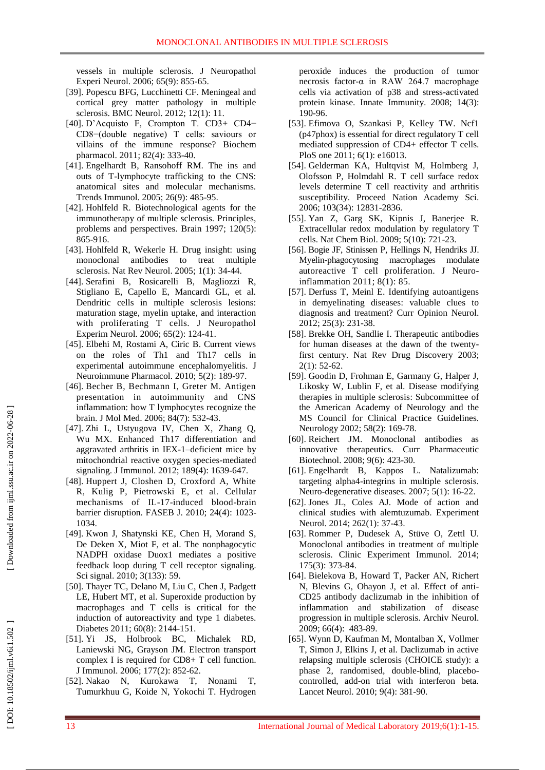vessels in multiple sclerosis. J Neuropathol Experi Neurol. 2006; 65(9): 855-65.

[39]. Popescu BFG, Lucchinetti CF. Meningeal and cortical grey matter pathology in multiple sclerosis. BMC Neurol. 2012; 12(1): 11.

[40]. D'Acquisto F, Crompton T. CD3+ CD4− CD8−(double negative) T cells: saviours or villains of the immune response? Biochem pharmacol. 2011; 82(4): 333-40.

[41]. Engelhardt B, Ransohoff RM. The ins and outs of T-lymphocyte trafficking to the CNS: anatomical sites and molecular mechanisms. Trends Immunol. 2005; 26(9): 485-95.

[42]. Hohlfeld R. Biotechnological agents for the immunotherapy of multiple sclerosis. Principles, problems and perspectives. Brain 1997; 120(5): 865-916.

[43]. Hohlfeld R, Wekerle H. Drug insight: using monoclonal antibodies to treat multiple sclerosis. Nat Rev Neurol. 2005; 1(1): 34-44.

[44]. Serafini B, Rosicarelli B, Magliozzi R, Stigliano E, Capello E, Mancardi GL, et al. Dendritic cells in multiple sclerosis lesions: maturation stage, myelin uptake, and interaction with proliferating T cells. J Neuropathol Experim Neurol. 2006; 65(2): 124-41.

[45]. Elbehi M, Rostami A, Ciric B. Current views on the roles of Th1 and Th17 cells in experimental autoimmune encephalomyelitis. J Neuroimmune Pharmacol. 2010; 5(2): 189-97.

[46]. Becher B, Bechmann I, Greter M. Antigen presentation in autoimmunity and CNS inflammation: how T lymphocytes recognize the brain. J Mol Med. 2006; 84(7): 532-43.

[47]. Zhi L, Ustyugova IV, Chen X, Zhang Q, Wu MX. Enhanced Th17 differentiation and aggravated arthritis in IEX-1–deficient mice by mitochondrial reactive oxygen species-mediated signaling. J Immunol. 2012; 189(4): 1639-647.

[48]. Huppert J, Closhen D, Croxford A, White R, Kulig P, Pietrowski E, et al. Cellular mechanisms of IL-17-induced blood-brain barrier disruption. FASEB J. 2010; 24(4): 1023-1034.

[49]. Kwon J, Shatynski KE, Chen H, Morand S, De Deken X, Miot F, et al. The nonphagocytic NADPH oxidase Duox1 mediates a positive feedback loop during T cell receptor signaling. Sci signal. 2010; 3(133): 59.

[50]. Thayer TC, Delano M, Liu C, Chen J, Padgett LE, Hubert MT, et al. Superoxide production by macrophages and T cells is critical for the induction of autoreactivity and type 1 diabetes. Diabetes 2011; 60(8): 2144-151.

[51]. Yi JS, Holbrook BC, Michalek RD, Laniewski NG, Grayson JM. Electron transport complex I is required for CD8+ T cell function. J Immunol. 2006; 177(2): 852-62.

[52]. Nakao N, Kurokawa T, Nonami T, Tumurkhuu G, Koide N, Yokochi T. Hydrogen peroxide induces the production of tumor necrosis factor-α in RAW 264.7 macrophage cells via activation of p38 and stress-activated protein kinase. Innate Immunity. 2008; 14(3): 190-96.

[53]. Efimova O, Szankasi P, Kelley TW. Ncf1 (p47phox) is essential for direct regulatory T cell mediated suppression of CD4+ effector T cells. PloS one 2011; 6(1): e16013.

[54]. Gelderman KA, Hultqvist M, Holmberg J, Olofsson P, Holmdahl R. T cell surface redox levels determine T cell reactivity and arthritis susceptibility. Proceed Nation Academy Sci. 2006; 103(34): 12831-2836.

[55]. Yan Z, Garg SK, Kipnis J, Banerjee R. Extracellular redox modulation by regulatory T cells. Nat Chem Biol. 2009; 5(10): 721-23.

[56]. Bogie JF, Stinissen P, Hellings N, Hendriks JJ. Myelin-phagocytosing macrophages modulate autoreactive T cell proliferation. J Neuro-inflammation 2011; 8(1): 85.

[57]. Derfuss T, Meinl E. Identifying autoantigens in demyelinating diseases: valuable clues to diagnosis and treatment? Curr Opinion Neurol. 2012; 25(3): 231-38.

[58]. Brekke OH, Sandlie I. Therapeutic antibodies for human diseases at the dawn of the twenty-first century. Nat Rev Drug Discovery 2003; 2(1): 52-62.

[59]. Goodin D, Frohman E, Garmany G, Halper J, Likosky W, Lublin F, et al. Disease modifying therapies in multiple sclerosis: Subcommittee of the American Academy of Neurology and the MS Council for Clinical Practice Guidelines. Neurology 2002; 58(2): 169-78.

[60]. Reichert JM. Monoclonal antibodies as innovative therapeutics. Curr Pharmaceutic Biotechnol. 2008; 9(6): 423-30.

[61]. Engelhardt B, Kappos L. Natalizumab: targeting alpha4-integrins in multiple sclerosis. Neuro-degenerative diseases. 2007; 5(1): 16-22.

[62]. Jones JL, Coles AJ. Mode of action and clinical studies with alemtuzumab. Experiment Neurol. 2014; 262(1): 37-43.

[63]. Rommer P, Dudesek A, Stüve O, Zettl U. Monoclonal antibodies in treatment of multiple sclerosis. Clinic Experiment Immunol. 2014; 175(3): 373-84.

[64]. Bielekova B, Howard T, Packer AN, Richert N, Blevins G, Ohayon J, et al. Effect of anti-CD25 antibody daclizumab in the inhibition of inflammation and stabilization of disease progression in multiple sclerosis. Archiv Neurol. 2009; 66(4): 483-89.

[65]. Wynn D, Kaufman M, Montalban X, Vollmer T, Simon J, Elkins J, et al. Daclizumab in active relapsing multiple sclerosis (CHOICE study): a phase 2, randomised, double-blind, placebo-controlled, add-on trial with interferon beta. Lancet Neurol. 2010; 9(4): 381-90.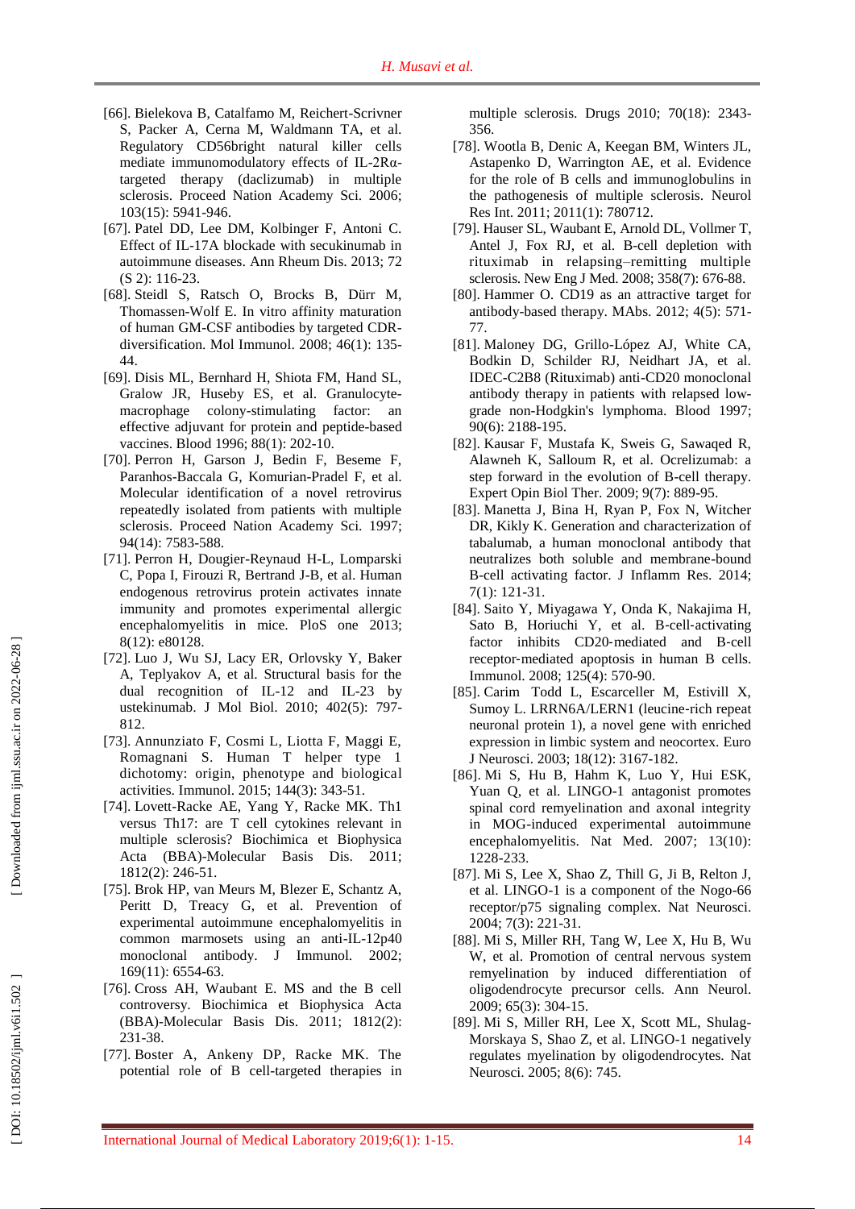[66]. Bielekova B, Catalfamo M, Reichert-Scrivner S, Packer A, Cerna M, Waldmann TA, et al. Regulatory CD56bright natural killer cells mediate immunomodulatory effects of IL-2Rα-targeted therapy (daclizumab) in multiple sclerosis. Proceed Nation Academy Sci. 2006; 103(15): 5941-946.

[67]. Patel DD, Lee DM, Kolbinger F, Antoni C. Effect of IL-17A blockade with secukinumab in autoimmune diseases. Ann Rheum Dis. 2013; 72 (S 2): 116-23.

[68]. Steidl S, Ratsch O, Brocks B, Dürr M, Thomassen-Wolf E. In vitro affinity maturation of human GM-CSF antibodies by targeted CDR-diversification. Mol Immunol. 2008; 46(1): 135-44.

[69]. Disis ML, Bernhard H, Shiota FM, Hand SL, Gralow JR, Huseby ES, et al. Granulocyte-macrophage colony-stimulating factor: an effective adjuvant for protein and peptide-based vaccines. Blood 1996; 88(1): 202-10.

[70]. Perron H, Garson J, Bedin F, Beseme F, Paranhos-Baccala G, Komurian-Pradel F, et al. Molecular identification of a novel retrovirus repeatedly isolated from patients with multiple sclerosis. Proceed Nation Academy Sci. 1997; 94(14): 7583-588.

[71]. Perron H, Dougier-Reynaud H-L, Lomparski C, Popa I, Firouzi R, Bertrand J-B, et al. Human endogenous retrovirus protein activates innate immunity and promotes experimental allergic encephalomyelitis in mice. PloS one 2013; 8(12): e80128.

[72]. Luo J, Wu SJ, Lacy ER, Orlovsky Y, Baker A, Teplyakov A, et al. Structural basis for the dual recognition of IL-12 and IL-23 by ustekinumab. J Mol Biol. 2010; 402(5): 797-812.

[73]. Annunziato F, Cosmi L, Liotta F, Maggi E, Romagnani S. Human T helper type 1 dichotomy: origin, phenotype and biological activities. Immunol. 2015; 144(3): 343-51.

[74]. Lovett-Racke AE, Yang Y, Racke MK. Th1 versus Th17: are T cell cytokines relevant in multiple sclerosis? Biochimica et Biophysica Acta (BBA)-Molecular Basis Dis. 2011; 1812(2): 246-51.

[75]. Brok HP, van Meurs M, Blezer E, Schantz A, Peritt D, Treacy G, et al. Prevention of experimental autoimmune encephalomyelitis in common marmosets using an anti-IL-12p40 monoclonal antibody. J Immunol. 2002; 169(11): 6554-63.

[76]. Cross AH, Waubant E. MS and the B cell controversy. Biochimica et Biophysica Acta (BBA)-Molecular Basis Dis. 2011; 1812(2): 231-38.

[77]. Boster A, Ankeny DP, Racke MK. The potential role of B cell-targeted therapies in multiple sclerosis. Drugs 2010; 70(18): 2343-356.

[78]. Wootla B, Denic A, Keegan BM, Winters JL, Astapenko D, Warrington AE, et al. Evidence for the role of B cells and immunoglobulins in the pathogenesis of multiple sclerosis. Neurol Res Int. 2011; 2011(1): 780712.

[79]. Hauser SL, Waubant E, Arnold DL, Vollmer T, Antel J, Fox RJ, et al. B-cell depletion with rituximab in relapsing–remitting multiple sclerosis. New Eng J Med. 2008; 358(7): 676-88.

[80]. Hammer O. CD19 as an attractive target for antibody-based therapy. MAbs. 2012; 4(5): 571-77.

[81]. Maloney DG, Grillo-López AJ, White CA, Bodkin D, Schilder RJ, Neidhart JA, et al. IDEC-C2B8 (Rituximab) anti-CD20 monoclonal antibody therapy in patients with relapsed low-grade non-Hodgkin's lymphoma. Blood 1997; 90(6): 2188-195.

[82]. Kausar F, Mustafa K, Sweis G, Sawaqed R, Alawneh K, Salloum R, et al. Ocrelizumab: a step forward in the evolution of B-cell therapy. Expert Opin Biol Ther. 2009; 9(7): 889-95.

[83]. Manetta J, Bina H, Ryan P, Fox N, Witcher DR, Kikly K. Generation and characterization of tabalumab, a human monoclonal antibody that neutralizes both soluble and membrane-bound B-cell activating factor. J Inflamm Res. 2014; 7(1): 121-31.

[84]. Saito Y, Miyagawa Y, Onda K, Nakajima H, Sato B, Horiuchi Y, et al. B-cell-activating factor inhibits CD20-mediated and B-cell receptor-mediated apoptosis in human B cells. Immunol. 2008; 125(4): 570-90.

[85]. Carim Todd L, Escarceller M, Estivill X, Sumoy L. LRRN6A/LERN1 (leucine-rich repeat neuronal protein 1), a novel gene with enriched expression in limbic system and neocortex. Euro J Neurosci. 2003; 18(12): 3167-182.

[86]. Mi S, Hu B, Hahm K, Luo Y, Hui ESK, Yuan Q, et al. LINGO-1 antagonist promotes spinal cord remyelination and axonal integrity in MOG-induced experimental autoimmune encephalomyelitis. Nat Med. 2007; 13(10): 1228-233.

[87]. Mi S, Lee X, Shao Z, Thill G, Ji B, Relton J, et al. LINGO-1 is a component of the Nogo-66 receptor/p75 signaling complex. Nat Neurosci. 2004; 7(3): 221-31.

[88]. Mi S, Miller RH, Tang W, Lee X, Hu B, Wu W, et al. Promotion of central nervous system remyelination by induced differentiation of oligodendrocyte precursor cells. Ann Neurol. 2009; 65(3): 304-15.

[89]. Mi S, Miller RH, Lee X, Scott ML, Shulag-Morskaya S, Shao Z, et al. LINGO-1 negatively regulates myelination by oligodendrocytes. Nat Neurosci. 2005; 8(6): 745.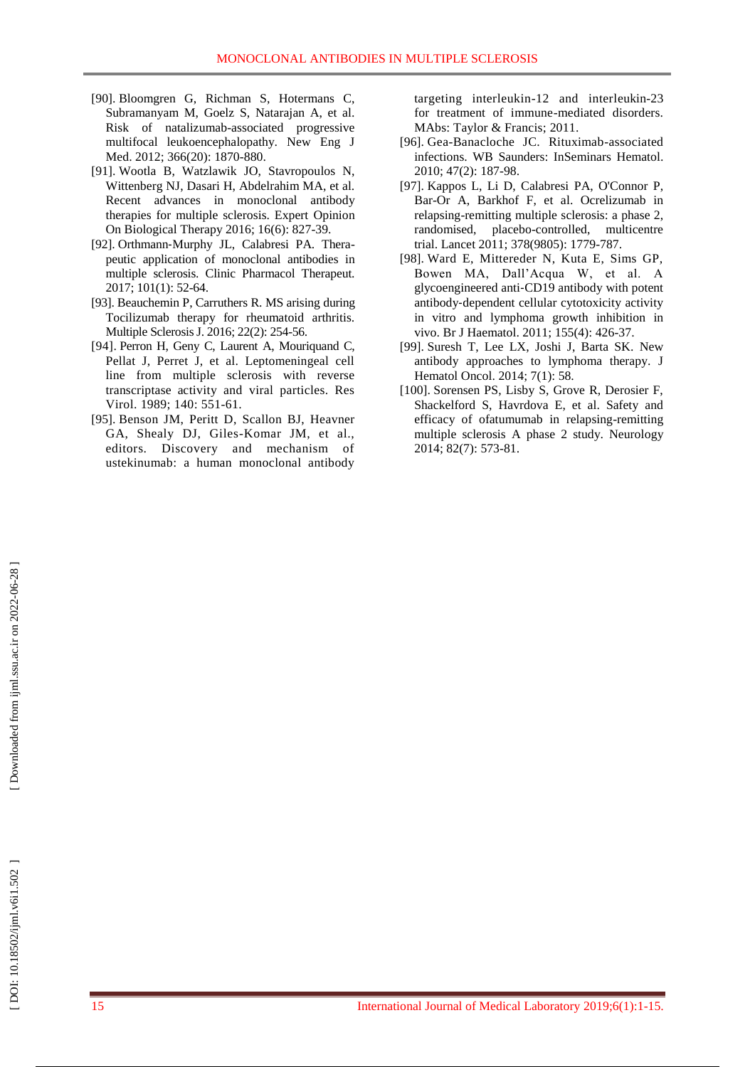[90]. Bloomgren G, Richman S, Hotermans C, Subramanyam M, Goelz S, Natarajan A, et al. Risk of natalizumab-associated progressive multifocal leukoencephalopathy. New Eng J Med. 2012; 366(20): 1870-880.

[91]. Wootla B, Watzlawik JO, Stavropoulos N, Wittenberg NJ, Dasari H, Abdelrahim MA, et al. Recent advances in monoclonal antibody therapies for multiple sclerosis. Expert Opinion On Biological Therapy 2016; 16(6): 827-39.

[92]. Orthmann-Murphy JL, Calabresi PA. Therapeutic application of monoclonal antibodies in multiple sclerosis. Clinic Pharmacol Therapeut. 2017; 101(1): 52-64.

[93]. Beauchemin P, Carruthers R. MS arising during Tocilizumab therapy for rheumatoid arthritis. Multiple Sclerosis J. 2016; 22(2): 254-56.

[94]. Perron H, Geny C, Laurent A, Mouriquand C, Pellat J, Perret J, et al. Leptomeningeal cell line from multiple sclerosis with reverse transcriptase activity and viral particles. Res Virol. 1989; 140: 551-61.

[95]. Benson JM, Peritt D, Scallon BJ, Heavner GA, Shealy DJ, Giles-Komar JM, et al., editors. Discovery and mechanism of ustekinumab: a human monoclonal antibody targeting interleukin-12 and interleukin-23 for treatment of immune-mediated disorders. MAbs: Taylor & Francis; 2011.

[96]. Gea-Banacloche JC. Rituximab-associated infections. WB Saunders: InSeminars Hematol. 2010; 47(2): 187-98.

[97]. Kappos L, Li D, Calabresi PA, O'Connor P, Bar-Or A, Barkhof F, et al. Ocrelizumab in relapsing-remitting multiple sclerosis: a phase 2, randomised, placebo-controlled, multicentre trial. Lancet 2011; 378(9805): 1779-787.

[98]. Ward E, Mittereder N, Kuta E, Sims GP, Bowen MA, Dall'Acqua W, et al. A glycoengineered anti-CD19 antibody with potent antibody-dependent cellular cytotoxicity activity in vitro and lymphoma growth inhibition in vivo. Br J Haematol. 2011; 155(4): 426-37.

[99]. Suresh T, Lee LX, Joshi J, Barta SK. New antibody approaches to lymphoma therapy. J Hematol Oncol. 2014; 7(1): 58.

[100]. Sorensen PS, Lisby S, Grove R, Derosier F, Shackelford S, Havrdova E, et al. Safety and efficacy of ofatumumab in relapsing-remitting multiple sclerosis A phase 2 study. Neurology 2014; 82(7): 573-81.